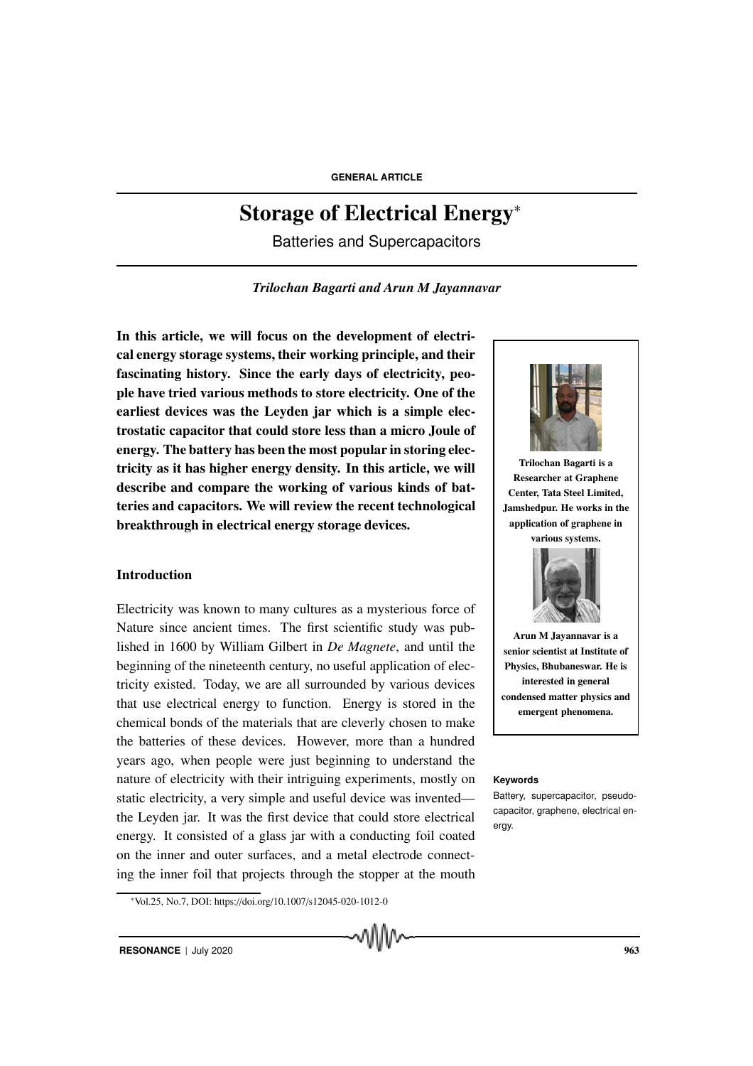GENERAL ARTICLE

# Storage of Electrical Energy*

## Batteries and Supercapacitors

*Trilochan Bagarti and Arun M Jayannavar*

**In this article, we will focus on the development of electrical energy storage systems, their working principle, and their fascinating history. Since the early days of electricity, people have tried various methods to store electricity. One of the earliest devices was the Leyden jar which is a simple electrostatic capacitor that could store less than a micro Joule of energy. The battery has been the most popular in storing electricity as it has higher energy density. In this article, we will describe and compare the working of various kinds of batteries and capacitors. We will review the recent technological breakthrough in electrical energy storage devices.**

**Trilochan Bagarti is a Researcher at Graphene Center, Tata Steel Limited, Jamshedpur. He works in the application of graphene in various systems.**

**Arun M Jayannavar is a senior scientist at Institute of Physics, Bhubaneswar. He is interested in general condensed matter physics and emergent phenomena.**

**Keywords**

Battery, supercapacitor, pseudocapacitor, graphene, electrical energy.

### Introduction

Electricity was known to many cultures as a mysterious force of Nature since ancient times. The first scientific study was published in 1600 by William Gilbert in *De Magnete*, and until the beginning of the nineteenth century, no useful application of electricity existed. Today, we are all surrounded by various devices that use electrical energy to function. Energy is stored in the chemical bonds of the materials that are cleverly chosen to make the batteries of these devices. However, more than a hundred years ago, when people were just beginning to understand the nature of electricity with their intriguing experiments, mostly on static electricity, a very simple and useful device was invented—the Leyden jar. It was the first device that could store electrical energy. It consisted of a glass jar with a conducting foil coated on the inner and outer surfaces, and a metal electrode connecting the inner foil that projects through the stopper at the mouth

*Vol.25, No.7, DOI: https://doi.org/10.1007/s12045-020-1012-0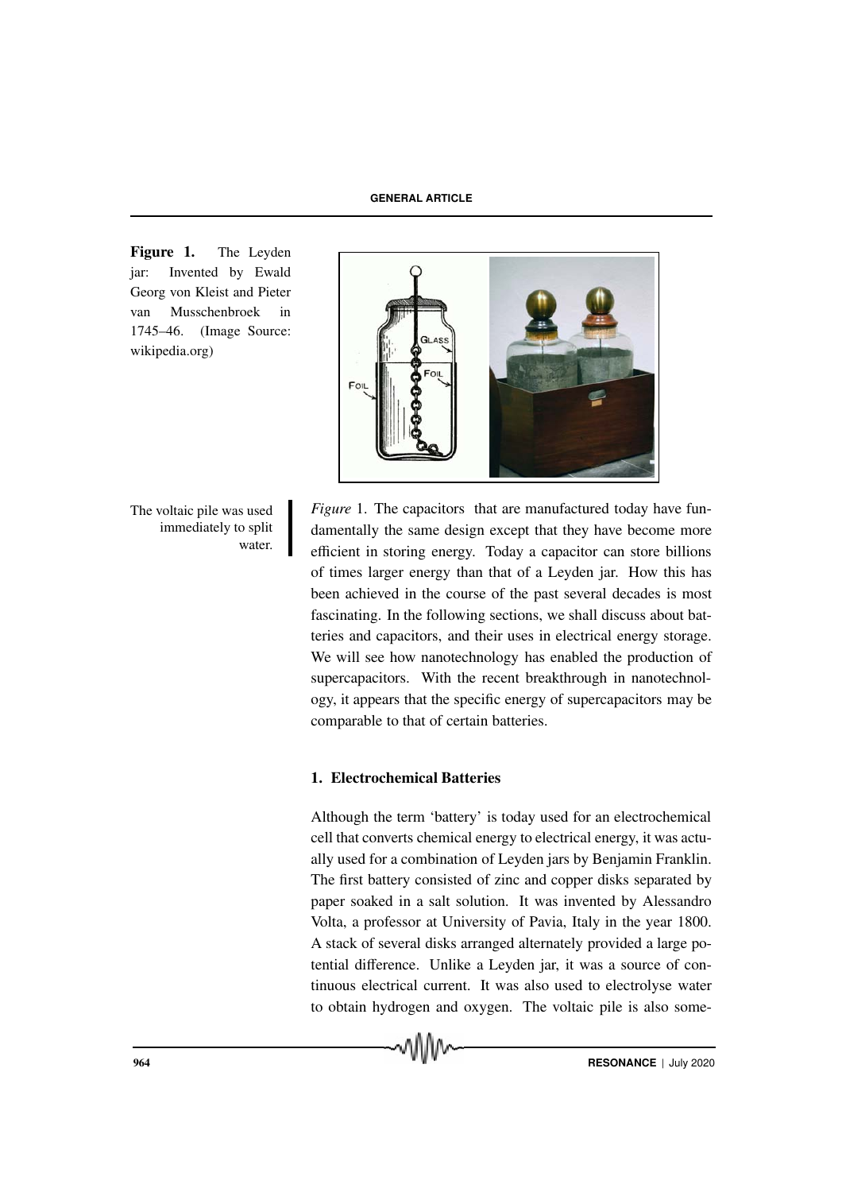**Figure 1.** The Leyden jar: Invented by Ewald Georg von Kleist and Pieter van Musschenbroek in 1745–46. (Image Source: wikipedia.org)

The voltaic pile was used immediately to split water.

*Figure* 1. The capacitors that are manufactured today have fundamentally the same design except that they have become more efficient in storing energy. Today a capacitor can store billions of times larger energy than that of a Leyden jar. How this has been achieved in the course of the past several decades is most fascinating. In the following sections, we shall discuss about batteries and capacitors, and their uses in electrical energy storage. We will see how nanotechnology has enabled the production of supercapacitors. With the recent breakthrough in nanotechnology, it appears that the specific energy of supercapacitors may be comparable to that of certain batteries.

## 1. Electrochemical Batteries

Although the term 'battery' is today used for an electrochemical cell that converts chemical energy to electrical energy, it was actually used for a combination of Leyden jars by Benjamin Franklin. The first battery consisted of zinc and copper disks separated by paper soaked in a salt solution. It was invented by Alessandro Volta, a professor at University of Pavia, Italy in the year 1800. A stack of several disks arranged alternately provided a large potential difference. Unlike a Leyden jar, it was a source of continuous electrical current. It was also used to electrolyse water to obtain hydrogen and oxygen. The voltaic pile is also some-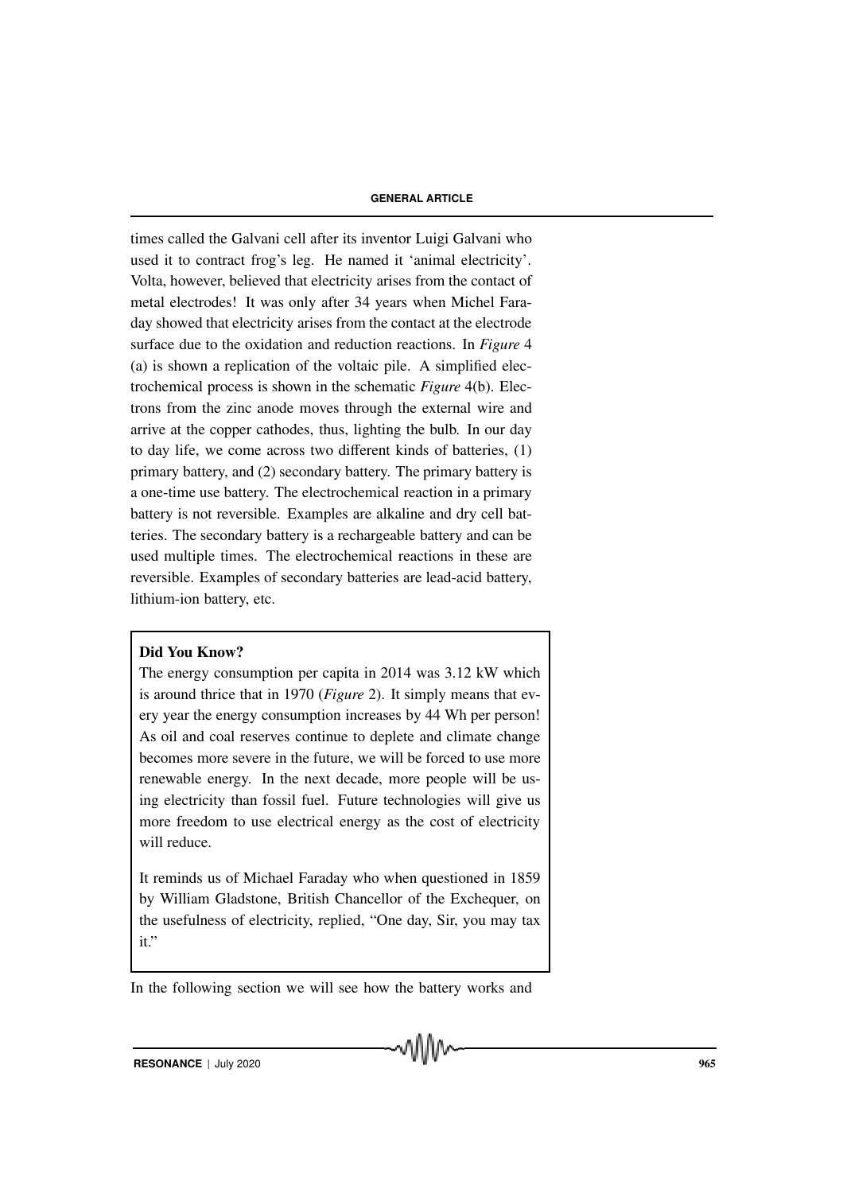times called the Galvani cell after its inventor Luigi Galvani who used it to contract frog's leg. He named it 'animal electricity'. Volta, however, believed that electricity arises from the contact of metal electrodes! It was only after 34 years when Michel Faraday showed that electricity arises from the contact at the electrode surface due to the oxidation and reduction reactions. In *Figure* 4 (a) is shown a replication of the voltaic pile. A simplified electrochemical process is shown in the schematic *Figure* 4(b). Electrons from the zinc anode moves through the external wire and arrive at the copper cathodes, thus, lighting the bulb. In our day to day life, we come across two different kinds of batteries, (1) primary battery, and (2) secondary battery. The primary battery is a one-time use battery. The electrochemical reaction in a primary battery is not reversible. Examples are alkaline and dry cell batteries. The secondary battery is a rechargeable battery and can be used multiple times. The electrochemical reactions in these are reversible. Examples of secondary batteries are lead-acid battery, lithium-ion battery, etc.

**Did You Know?**

The energy consumption per capita in 2014 was 3.12 kW which is around thrice that in 1970 (*Figure* 2). It simply means that every year the energy consumption increases by 44 Wh per person! As oil and coal reserves continue to deplete and climate change becomes more severe in the future, we will be forced to use more renewable energy. In the next decade, more people will be using electricity than fossil fuel. Future technologies will give us more freedom to use electrical energy as the cost of electricity will reduce.

It reminds us of Michael Faraday who when questioned in 1859 by William Gladstone, British Chancellor of the Exchequer, on the usefulness of electricity, replied, "One day, Sir, you may tax it."

In the following section we will see how the battery works and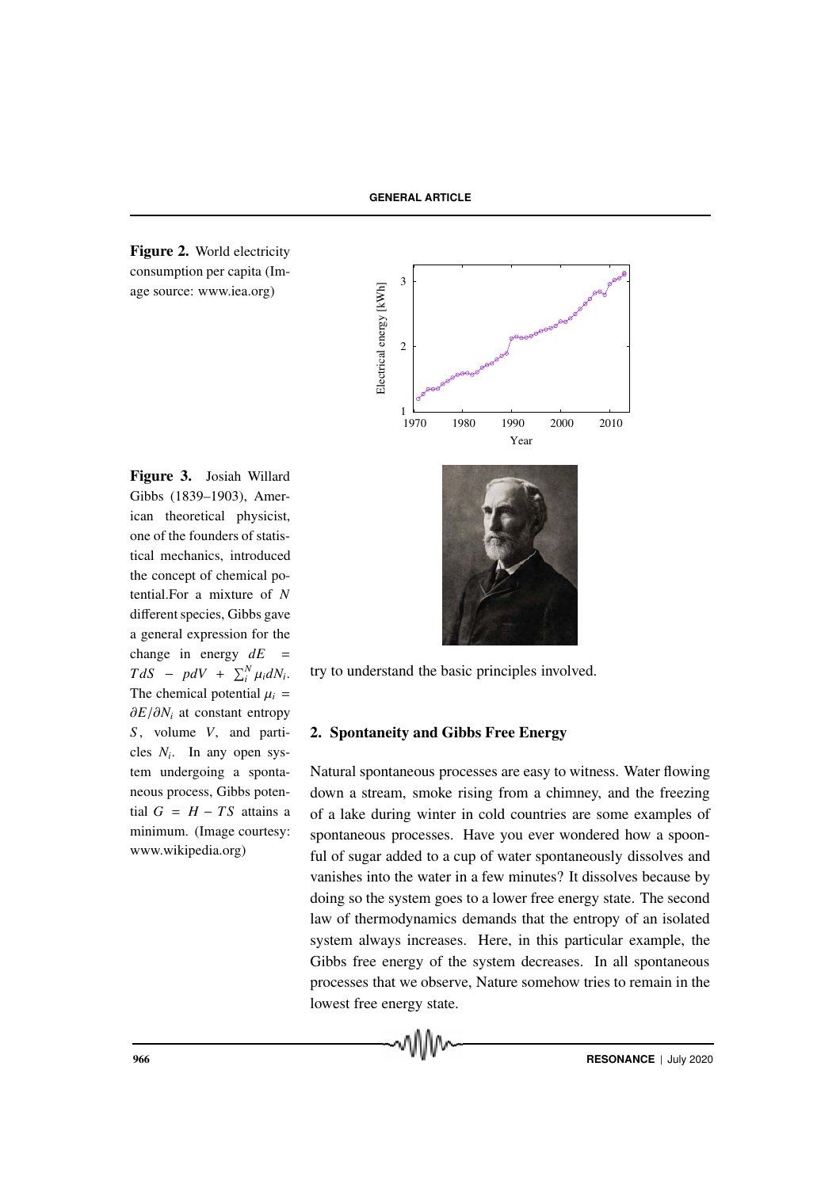**Figure 2.** World electricity consumption per capita (Image source: www.iea.org)

**Figure 3.** Josiah Willard Gibbs (1839–1903), American theoretical physicist, one of the founders of statistical mechanics, introduced the concept of chemical potential.For a mixture of $N$ different species, Gibbs gave a general expression for the change in energy $dE = TdS - pdV + \sum_i^N \mu_i dN_i$. The chemical potential $\mu_i = \partial E/\partial N_i$ at constant entropy $S$, volume $V$, and particles $N_i$. In any open system undergoing a spontaneous process, Gibbs potential $G = H - TS$ attains a minimum. (Image courtesy: www.wikipedia.org)

try to understand the basic principles involved.

## 2. Spontaneity and Gibbs Free Energy

Natural spontaneous processes are easy to witness. Water flowing down a stream, smoke rising from a chimney, and the freezing of a lake during winter in cold countries are some examples of spontaneous processes. Have you ever wondered how a spoonful of sugar added to a cup of water spontaneously dissolves and vanishes into the water in a few minutes? It dissolves because by doing so the system goes to a lower free energy state. The second law of thermodynamics demands that the entropy of an isolated system always increases. Here, in this particular example, the Gibbs free energy of the system decreases. In all spontaneous processes that we observe, Nature somehow tries to remain in the lowest free energy state.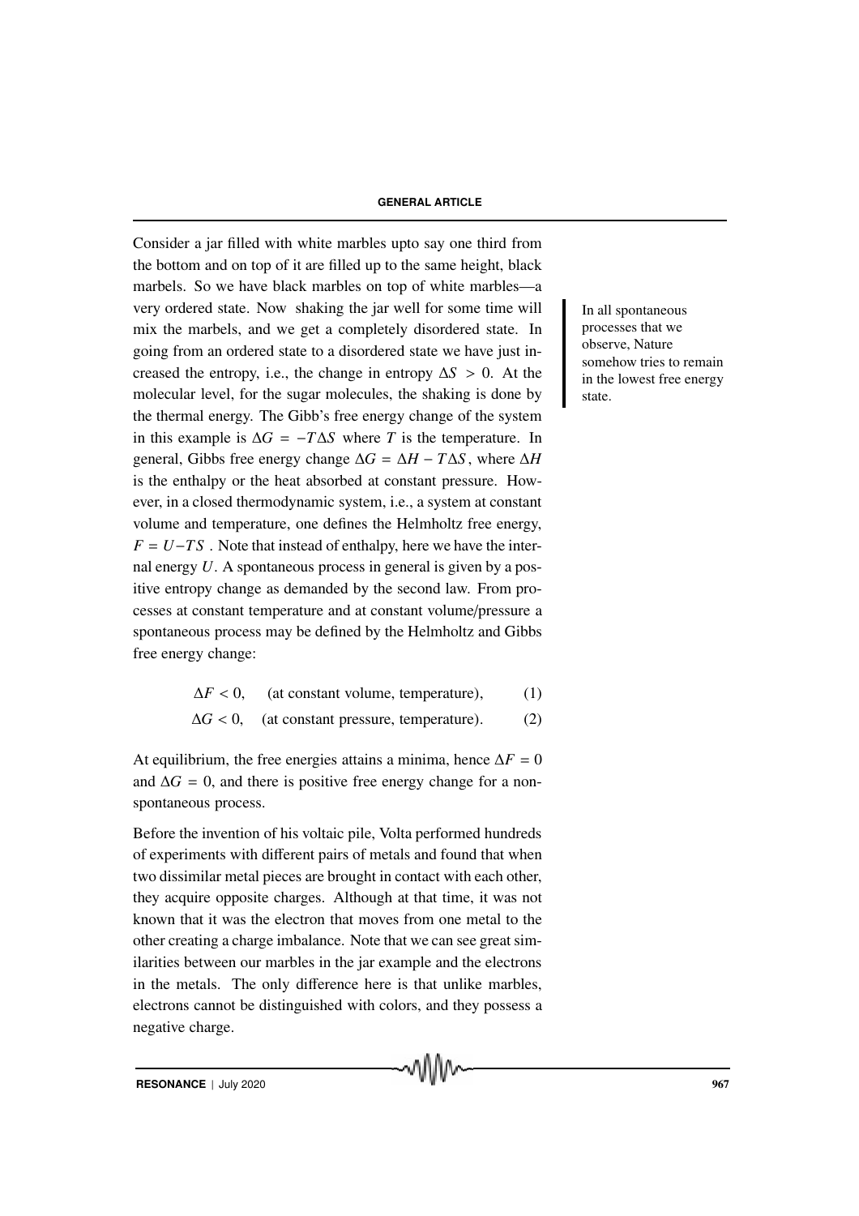Consider a jar filled with white marbles upto say one third from the bottom and on top of it are filled up to the same height, black marbels. So we have black marbles on top of white marbles—a very ordered state. Now shaking the jar well for some time will mix the marbels, and we get a completely disordered state. In going from an ordered state to a disordered state we have just increased the entropy, i.e., the change in entropy $\Delta S > 0$. At the molecular level, for the sugar molecules, the shaking is done by the thermal energy. The Gibb's free energy change of the system in this example is $\Delta G = -T\Delta S$ where $T$ is the temperature. In general, Gibbs free energy change $\Delta G = \Delta H - T\Delta S$, where $\Delta H$ is the enthalpy or the heat absorbed at constant pressure. However, in a closed thermodynamic system, i.e., a system at constant volume and temperature, one defines the Helmholtz free energy, $F = U - TS$. Note that instead of enthalpy, here we have the internal energy $U$. A spontaneous process in general is given by a positive entropy change as demanded by the second law. From processes at constant temperature and at constant volume/pressure a spontaneous process may be defined by the Helmholtz and Gibbs free energy change:

In all spontaneous processes that we observe, Nature somehow tries to remain in the lowest free energy state.

$$\Delta F < 0, \quad \text{(at constant volume, temperature)}, \qquad (1)$$

$$\Delta G < 0, \quad \text{(at constant pressure, temperature)}. \qquad (2)$$

At equilibrium, the free energies attains a minima, hence $\Delta F = 0$ and $\Delta G = 0$, and there is positive free energy change for a non-spontaneous process.

Before the invention of his voltaic pile, Volta performed hundreds of experiments with different pairs of metals and found that when two dissimilar metal pieces are brought in contact with each other, they acquire opposite charges. Although at that time, it was not known that it was the electron that moves from one metal to the other creating a charge imbalance. Note that we can see great similarities between our marbles in the jar example and the electrons in the metals. The only difference here is that unlike marbles, electrons cannot be distinguished with colors, and they possess a negative charge.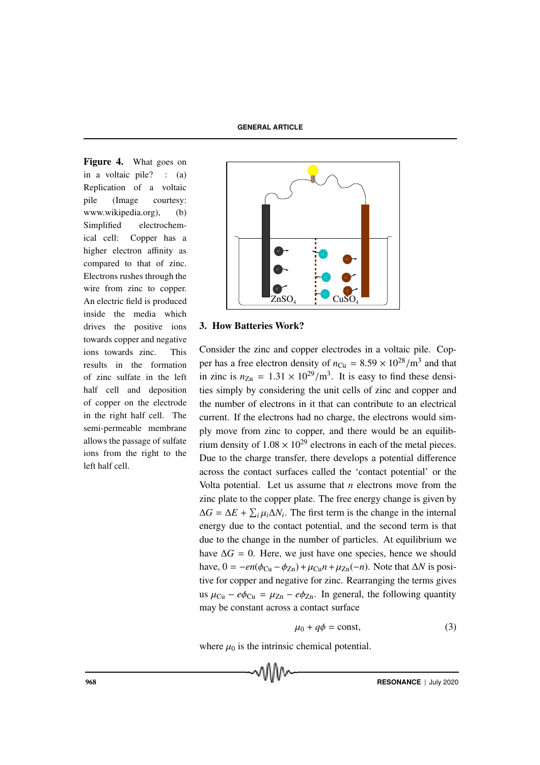**Figure 4.** What goes on in a voltaic pile? : (a) Replication of a voltaic pile (Image courtesy: www.wikipedia.org), (b) Simplified electrochemical cell: Copper has a higher electron affinity as compared to that of zinc. Electrons rushes through the wire from zinc to copper. An electric field is produced inside the media which drives the positive ions towards copper and negative ions towards zinc. This results in the formation of zinc sulfate in the left half cell and deposition of copper on the electrode in the right half cell. The semi-permeable membrane allows the passage of sulfate ions from the right to the left half cell.

## 3. How Batteries Work?

Consider the zinc and copper electrodes in a voltaic pile. Copper has a free electron density of $n_{\rm Cu} = 8.59 \times 10^{28}/\text{m}^3$ and that in zinc is $n_{\rm Zn} = 1.31 \times 10^{29}/\text{m}^3$. It is easy to find these densities simply by considering the unit cells of zinc and copper and the number of electrons in it that can contribute to an electrical current. If the electrons had no charge, the electrons would simply move from zinc to copper, and there would be an equilibrium density of $1.08 \times 10^{29}$ electrons in each of the metal pieces. Due to the charge transfer, there develops a potential difference across the contact surfaces called the 'contact potential' or the Volta potential. Let us assume that $n$ electrons move from the zinc plate to the copper plate. The free energy change is given by $\Delta G = \Delta E + \sum_i \mu_i \Delta N_i$. The first term is the change in the internal energy due to the contact potential, and the second term is that due to the change in the number of particles. At equilibrium we have $\Delta G = 0$. Here, we just have one species, hence we should have, $0 = -en(\phi_{\rm Cu} - \phi_{\rm Zn}) + \mu_{\rm Cu} n + \mu_{\rm Zn}(-n)$. Note that $\Delta N$ is positive for copper and negative for zinc. Rearranging the terms gives us $\mu_{\rm Cu} - e\phi_{\rm Cu} = \mu_{\rm Zn} - e\phi_{\rm Zn}$. In general, the following quantity may be constant across a contact surface

$$\mu_0 + q\phi = \text{const}, \tag{3}$$

where $\mu_0$ is the intrinsic chemical potential.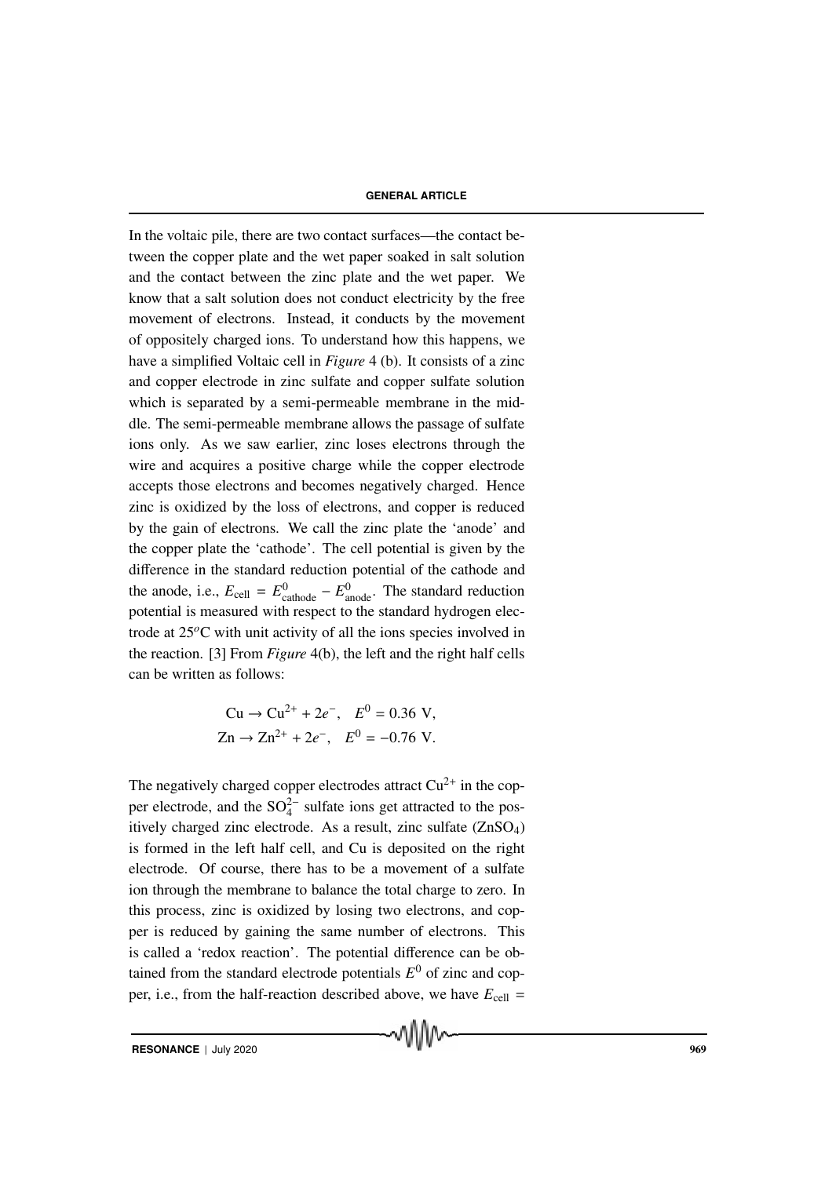In the voltaic pile, there are two contact surfaces—the contact between the copper plate and the wet paper soaked in salt solution and the contact between the zinc plate and the wet paper. We know that a salt solution does not conduct electricity by the free movement of electrons. Instead, it conducts by the movement of oppositely charged ions. To understand how this happens, we have a simplified Voltaic cell in *Figure* 4 (b). It consists of a zinc and copper electrode in zinc sulfate and copper sulfate solution which is separated by a semi-permeable membrane in the middle. The semi-permeable membrane allows the passage of sulfate ions only. As we saw earlier, zinc loses electrons through the wire and acquires a positive charge while the copper electrode accepts those electrons and becomes negatively charged. Hence zinc is oxidized by the loss of electrons, and copper is reduced by the gain of electrons. We call the zinc plate the 'anode' and the copper plate the 'cathode'. The cell potential is given by the difference in the standard reduction potential of the cathode and the anode, i.e., $E_{\text{cell}} = E^0_{\text{cathode}} - E^0_{\text{anode}}$. The standard reduction potential is measured with respect to the standard hydrogen electrode at $25^o$C with unit activity of all the ions species involved in the reaction. [3] From *Figure* 4(b), the left and the right half cells can be written as follows:

$$\text{Cu} \rightarrow \text{Cu}^{2+} + 2e^-, \quad E^0 = 0.36 \text{ V},$$
$$\text{Zn} \rightarrow \text{Zn}^{2+} + 2e^-, \quad E^0 = -0.76 \text{ V}.$$

The negatively charged copper electrodes attract $Cu^{2+}$ in the copper electrode, and the $SO_4^{2-}$ sulfate ions get attracted to the positively charged zinc electrode. As a result, zinc sulfate ($ZnSO_4$) is formed in the left half cell, and Cu is deposited on the right electrode. Of course, there has to be a movement of a sulfate ion through the membrane to balance the total charge to zero. In this process, zinc is oxidized by losing two electrons, and copper is reduced by gaining the same number of electrons. This is called a 'redox reaction'. The potential difference can be obtained from the standard electrode potentials $E^0$ of zinc and copper, i.e., from the half-reaction described above, we have $E_{\text{cell}} =$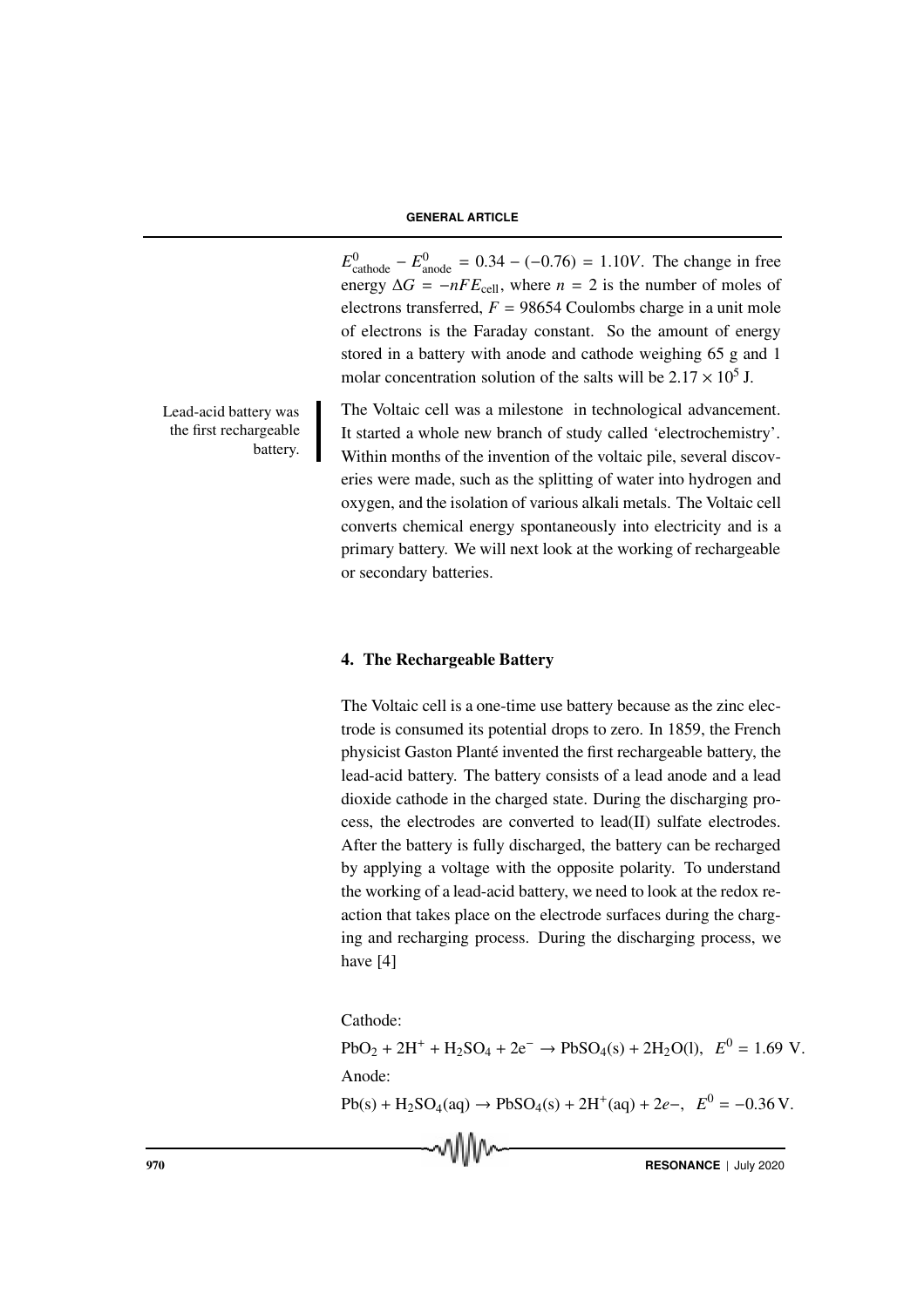$E^0_{\text{cathode}} - E^0_{\text{anode}} = 0.34 - (-0.76) = 1.10V$. The change in free energy $\Delta G = -nFE_{\text{cell}}$, where $n = 2$ is the number of moles of electrons transferred, $F = 98654$ Coulombs charge in a unit mole of electrons is the Faraday constant. So the amount of energy stored in a battery with anode and cathode weighing 65 g and 1 molar concentration solution of the salts will be $2.17 \times 10^5$ J.

Lead-acid battery was the first rechargeable battery.

The Voltaic cell was a milestone in technological advancement. It started a whole new branch of study called 'electrochemistry'. Within months of the invention of the voltaic pile, several discoveries were made, such as the splitting of water into hydrogen and oxygen, and the isolation of various alkali metals. The Voltaic cell converts chemical energy spontaneously into electricity and is a primary battery. We will next look at the working of rechargeable or secondary batteries.

## 4. The Rechargeable Battery

The Voltaic cell is a one-time use battery because as the zinc electrode is consumed its potential drops to zero. In 1859, the French physicist Gaston Planté invented the first rechargeable battery, the lead-acid battery. The battery consists of a lead anode and a lead dioxide cathode in the charged state. During the discharging process, the electrodes are converted to lead(II) sulfate electrodes. After the battery is fully discharged, the battery can be recharged by applying a voltage with the opposite polarity. To understand the working of a lead-acid battery, we need to look at the redox reaction that takes place on the electrode surfaces during the charging and recharging process. During the discharging process, we have [4]

Cathode:

$$PbO_2 + 2H^+ + H_2SO_4 + 2e^- \rightarrow PbSO_4(s) + 2H_2O(l), \quad E^0 = 1.69 \text{ V}.$$

Anode:

$$Pb(s) + H_2SO_4(aq) \rightarrow PbSO_4(s) + 2H^+(aq) + 2e-, \quad E^0 = -0.36 \text{ V}.$$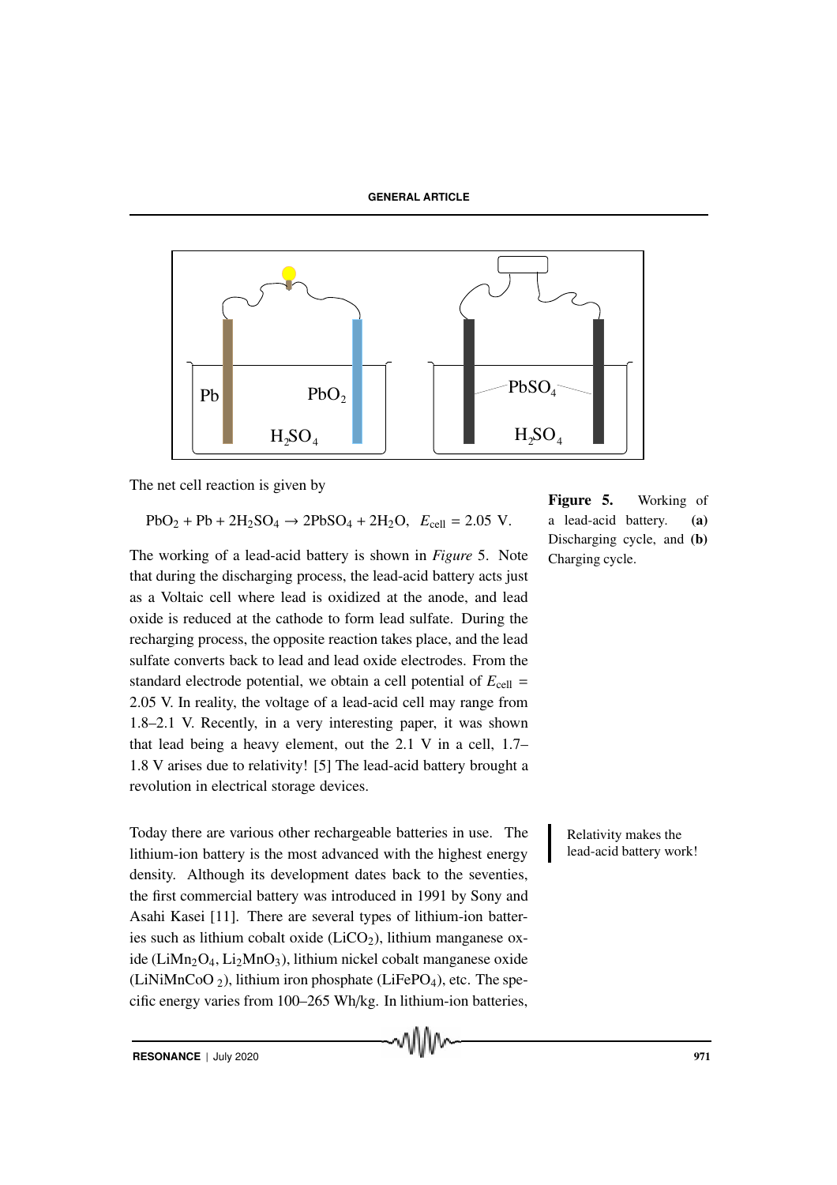The net cell reaction is given by

$$PbO_2 + Pb + 2H_2SO_4 \rightarrow 2PbSO_4 + 2H_2O, \quad E_{cell} = 2.05 \text{ V}.$$

**Figure 5.** Working of a lead-acid battery. **(a)** Discharging cycle, and **(b)** Charging cycle.

The working of a lead-acid battery is shown in *Figure* 5. Note that during the discharging process, the lead-acid battery acts just as a Voltaic cell where lead is oxidized at the anode, and lead oxide is reduced at the cathode to form lead sulfate. During the recharging process, the opposite reaction takes place, and the lead sulfate converts back to lead and lead oxide electrodes. From the standard electrode potential, we obtain a cell potential of $E_{cell}$ = 2.05 V. In reality, the voltage of a lead-acid cell may range from 1.8–2.1 V. Recently, in a very interesting paper, it was shown that lead being a heavy element, out the 2.1 V in a cell, 1.7–1.8 V arises due to relativity! [5] The lead-acid battery brought a revolution in electrical storage devices.

Relativity makes the lead-acid battery work!

Today there are various other rechargeable batteries in use. The lithium-ion battery is the most advanced with the highest energy density. Although its development dates back to the seventies, the first commercial battery was introduced in 1991 by Sony and Asahi Kasei [11]. There are several types of lithium-ion batteries such as lithium cobalt oxide ($LiCO_2$), lithium manganese oxide ($LiMn_2O_4$, $Li_2MnO_3$), lithium nickel cobalt manganese oxide ($LiNiMnCoO_2$), lithium iron phosphate ($LiFePO_4$), etc. The specific energy varies from 100–265 Wh/kg. In lithium-ion batteries,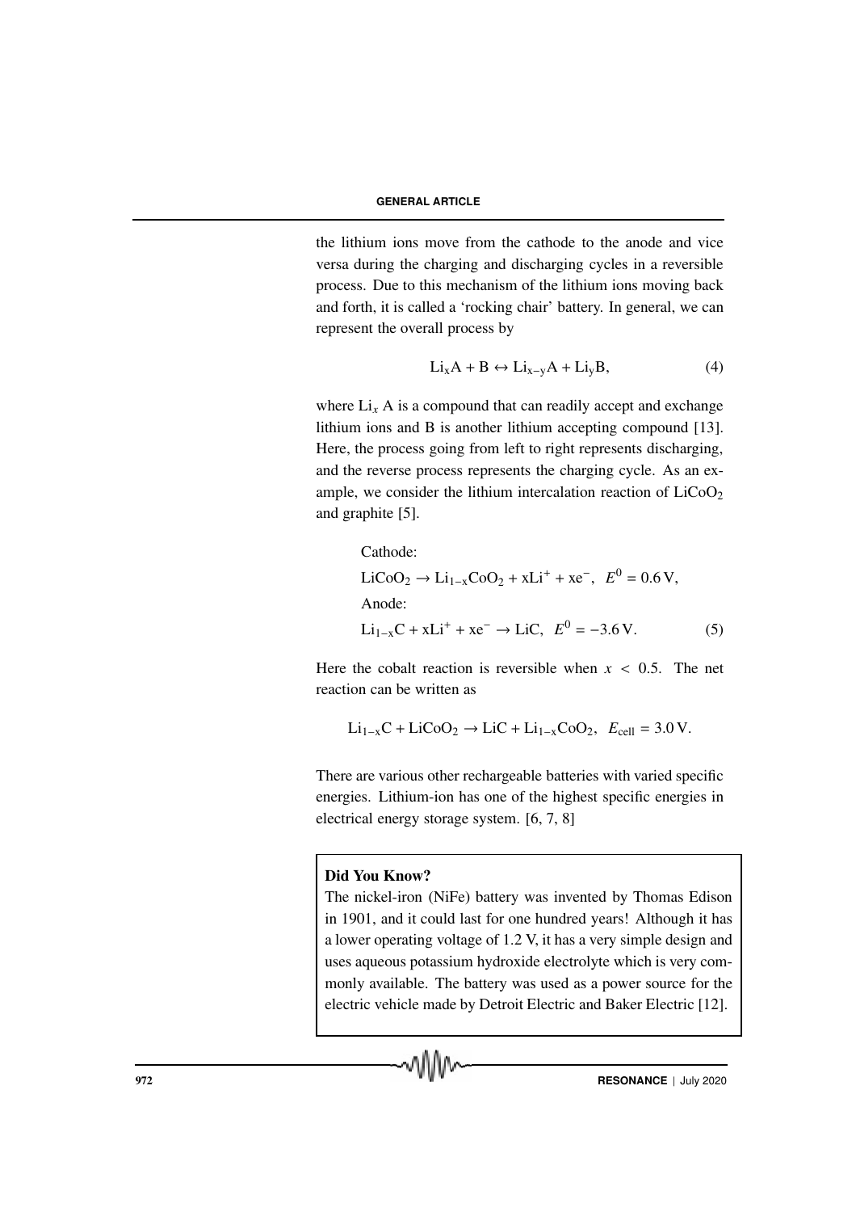the lithium ions move from the cathode to the anode and vice versa during the charging and discharging cycles in a reversible process. Due to this mechanism of the lithium ions moving back and forth, it is called a 'rocking chair' battery. In general, we can represent the overall process by

$$\mathrm{Li_xA + B \leftrightarrow Li_{x-y}A + Li_yB}, \tag{4}$$

where $\mathrm{Li}_x$ A is a compound that can readily accept and exchange lithium ions and B is another lithium accepting compound [13]. Here, the process going from left to right represents discharging, and the reverse process represents the charging cycle. As an example, we consider the lithium intercalation reaction of $\mathrm{LiCoO_2}$ and graphite [5].

$$\begin{aligned}
&\text{Cathode:}\\
&\mathrm{LiCoO_2 \rightarrow Li_{1-x}CoO_2 + xLi^+ + xe^-}, \;\; E^0 = 0.6\,\mathrm{V},\\
&\text{Anode:}\\
&\mathrm{Li_{1-x}C + xLi^+ + xe^- \rightarrow LiC}, \;\; E^0 = -3.6\,\mathrm{V}.
\end{aligned} \tag{5}$$

Here the cobalt reaction is reversible when $x < 0.5$. The net reaction can be written as

$$\mathrm{Li_{1-x}C + LiCoO_2 \rightarrow LiC + Li_{1-x}CoO_2}, \;\; E_{\mathrm{cell}} = 3.0\,\mathrm{V}.$$

There are various other rechargeable batteries with varied specific energies. Lithium-ion has one of the highest specific energies in electrical energy storage system. [6, 7, 8]

**Did You Know?**

The nickel-iron (NiFe) battery was invented by Thomas Edison in 1901, and it could last for one hundred years! Although it has a lower operating voltage of 1.2 V, it has a very simple design and uses aqueous potassium hydroxide electrolyte which is very commonly available. The battery was used as a power source for the electric vehicle made by Detroit Electric and Baker Electric [12].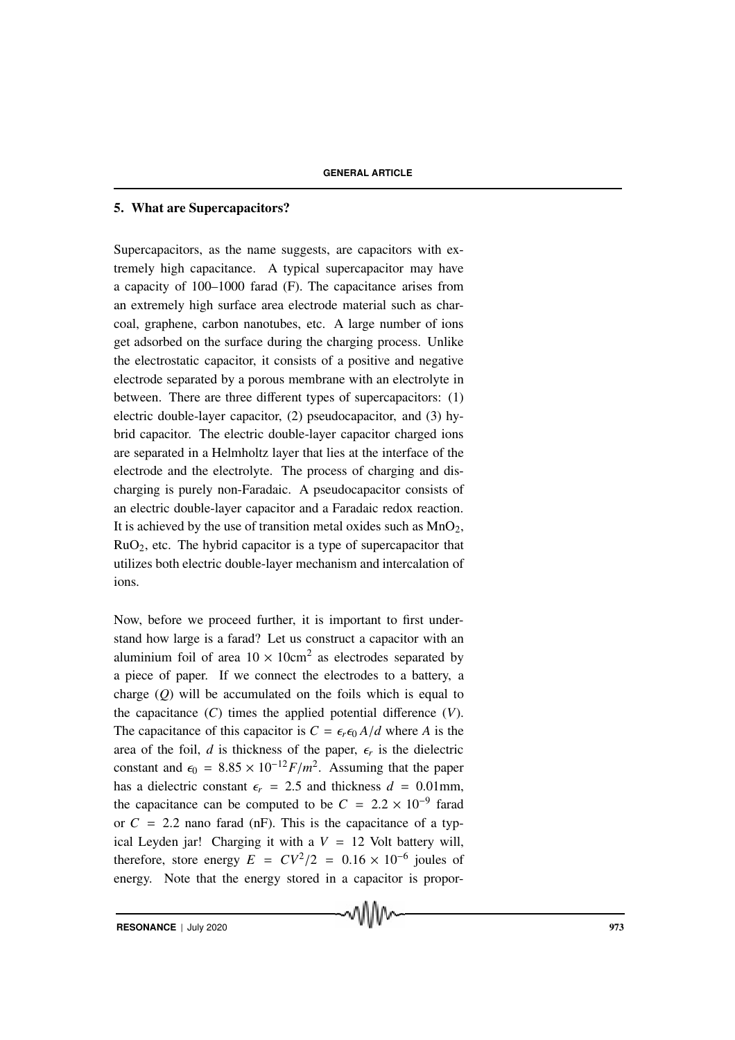## 5. What are Supercapacitors?

Supercapacitors, as the name suggests, are capacitors with extremely high capacitance. A typical supercapacitor may have a capacity of 100–1000 farad (F). The capacitance arises from an extremely high surface area electrode material such as charcoal, graphene, carbon nanotubes, etc. A large number of ions get adsorbed on the surface during the charging process. Unlike the electrostatic capacitor, it consists of a positive and negative electrode separated by a porous membrane with an electrolyte in between. There are three different types of supercapacitors: (1) electric double-layer capacitor, (2) pseudocapacitor, and (3) hybrid capacitor. The electric double-layer capacitor charged ions are separated in a Helmholtz layer that lies at the interface of the electrode and the electrolyte. The process of charging and discharging is purely non-Faradaic. A pseudocapacitor consists of an electric double-layer capacitor and a Faradaic redox reaction. It is achieved by the use of transition metal oxides such as $MnO_2$, $RuO_2$, etc. The hybrid capacitor is a type of supercapacitor that utilizes both electric double-layer mechanism and intercalation of ions.

Now, before we proceed further, it is important to first understand how large is a farad? Let us construct a capacitor with an aluminium foil of area $10 \times 10\text{cm}^2$ as electrodes separated by a piece of paper. If we connect the electrodes to a battery, a charge ($Q$) will be accumulated on the foils which is equal to the capacitance ($C$) times the applied potential difference ($V$). The capacitance of this capacitor is $C = \epsilon_r \epsilon_0 A/d$ where $A$ is the area of the foil, $d$ is thickness of the paper, $\epsilon_r$ is the dielectric constant and $\epsilon_0 = 8.85 \times 10^{-12} F/m^2$. Assuming that the paper has a dielectric constant $\epsilon_r = 2.5$ and thickness $d = 0.01$mm, the capacitance can be computed to be $C = 2.2 \times 10^{-9}$ farad or $C = 2.2$ nano farad (nF). This is the capacitance of a typical Leyden jar! Charging it with a $V = 12$ Volt battery will, therefore, store energy $E = CV^2/2 = 0.16 \times 10^{-6}$ joules of energy. Note that the energy stored in a capacitor is propor-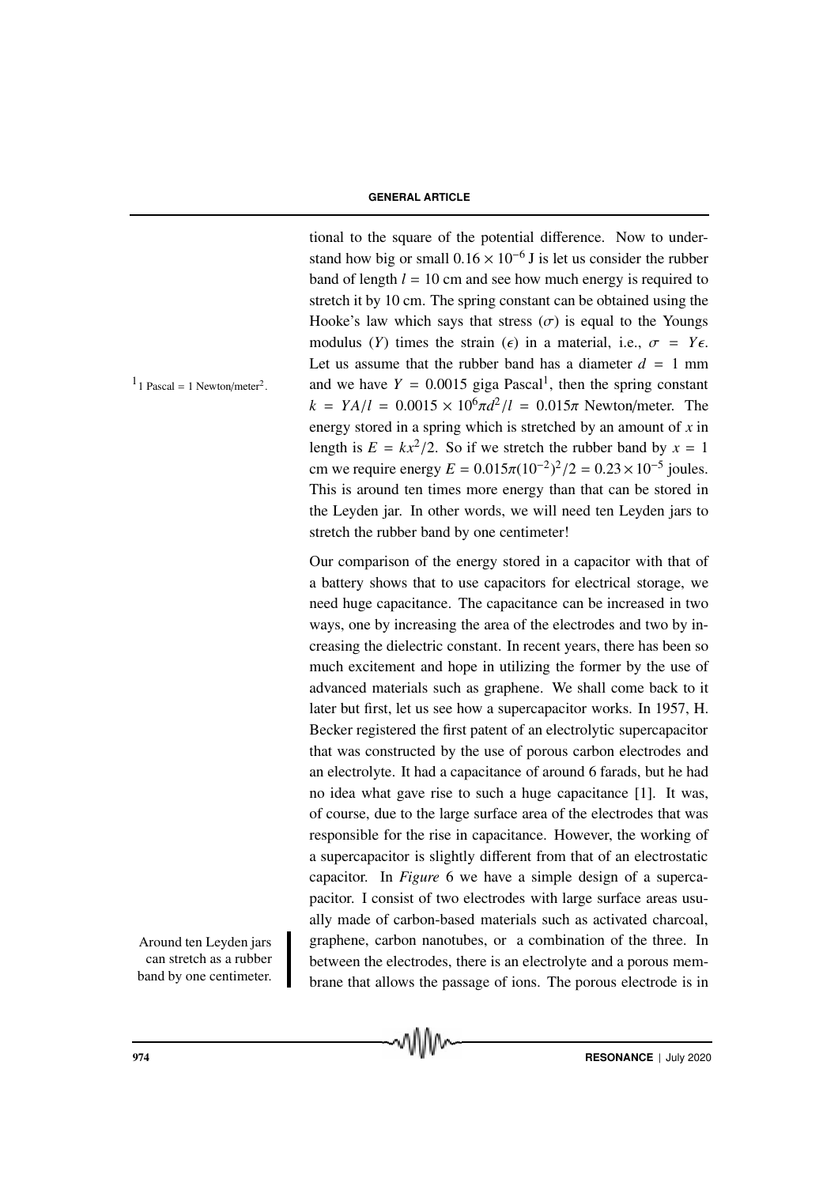tional to the square of the potential difference. Now to understand how big or small $0.16 \times 10^{-6}$ J is let us consider the rubber band of length $l = 10$ cm and see how much energy is required to stretch it by 10 cm. The spring constant can be obtained using the Hooke's law which says that stress ($\sigma$) is equal to the Youngs modulus ($Y$) times the strain ($\epsilon$) in a material, i.e., $\sigma = Y\epsilon$. Let us assume that the rubber band has a diameter $d = 1$ mm and we have $Y = 0.0015$ giga Pascal[1], then the spring constant $k = YA/l = 0.0015 \times 10^6 \pi d^2/l = 0.015\pi$ Newton/meter. The energy stored in a spring which is stretched by an amount of $x$ in length is $E = kx^2/2$. So if we stretch the rubber band by $x = 1$ cm we require energy $E = 0.015\pi(10^{-2})^2/2 = 0.23 \times 10^{-5}$ joules. This is around ten times more energy than that can be stored in the Leyden jar. In other words, we will need ten Leyden jars to stretch the rubber band by one centimeter!

[1] 1 Pascal = 1 Newton/meter$^2$.

Our comparison of the energy stored in a capacitor with that of a battery shows that to use capacitors for electrical storage, we need huge capacitance. The capacitance can be increased in two ways, one by increasing the area of the electrodes and two by increasing the dielectric constant. In recent years, there has been so much excitement and hope in utilizing the former by the use of advanced materials such as graphene. We shall come back to it later but first, let us see how a supercapacitor works. In 1957, H. Becker registered the first patent of an electrolytic supercapacitor that was constructed by the use of porous carbon electrodes and an electrolyte. It had a capacitance of around 6 farads, but he had no idea what gave rise to such a huge capacitance [1]. It was, of course, due to the large surface area of the electrodes that was responsible for the rise in capacitance. However, the working of a supercapacitor is slightly different from that of an electrostatic capacitor. In *Figure* 6 we have a simple design of a supercapacitor. I consist of two electrodes with large surface areas usually made of carbon-based materials such as activated charcoal, graphene, carbon nanotubes, or a combination of the three. In between the electrodes, there is an electrolyte and a porous membrane that allows the passage of ions. The porous electrode is in

Around ten Leyden jars can stretch as a rubber band by one centimeter.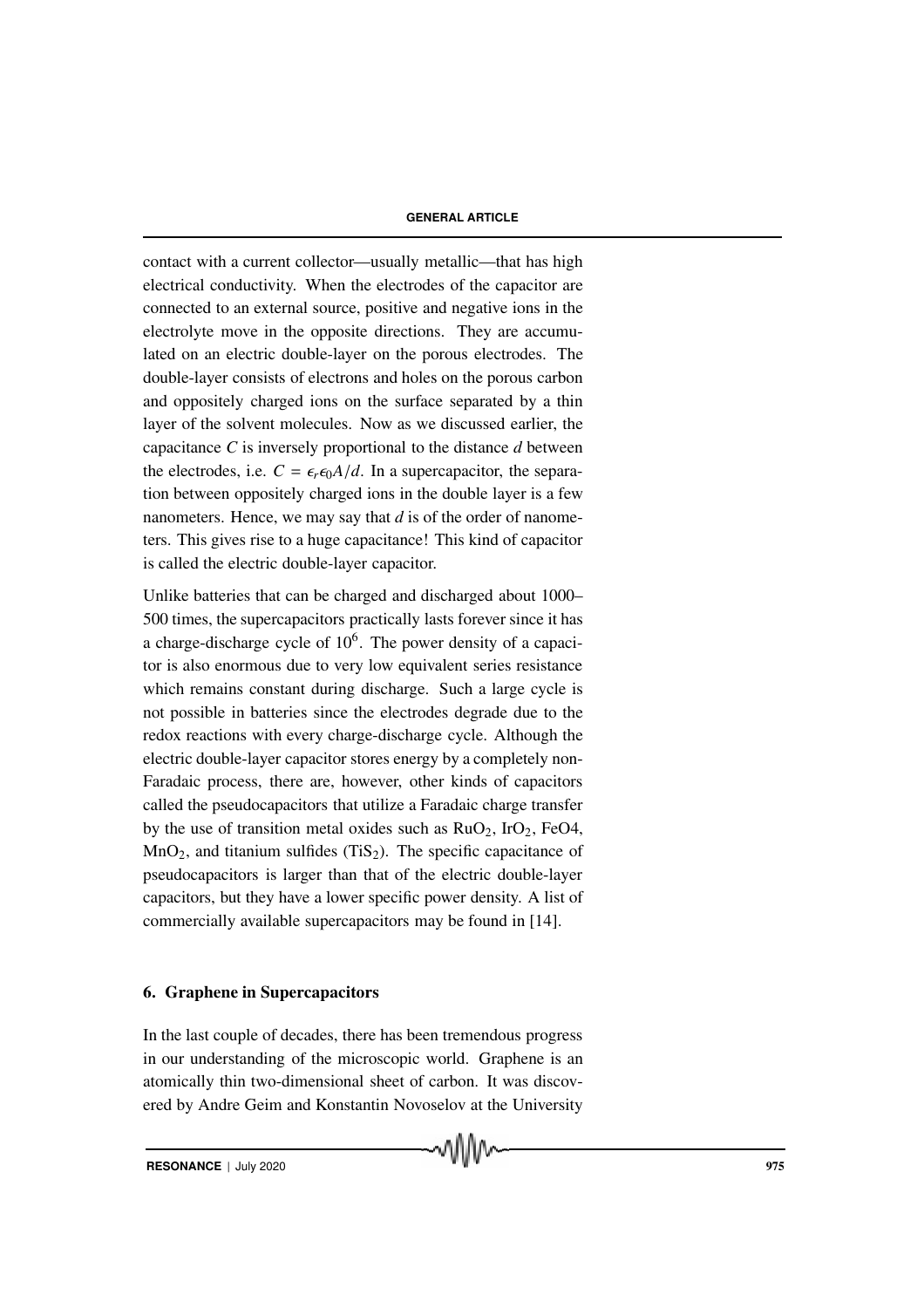contact with a current collector—usually metallic—that has high electrical conductivity. When the electrodes of the capacitor are connected to an external source, positive and negative ions in the electrolyte move in the opposite directions. They are accumulated on an electric double-layer on the porous electrodes. The double-layer consists of electrons and holes on the porous carbon and oppositely charged ions on the surface separated by a thin layer of the solvent molecules. Now as we discussed earlier, the capacitance $C$ is inversely proportional to the distance $d$ between the electrodes, i.e. $C = \epsilon_r \epsilon_0 A/d$. In a supercapacitor, the separation between oppositely charged ions in the double layer is a few nanometers. Hence, we may say that $d$ is of the order of nanometers. This gives rise to a huge capacitance! This kind of capacitor is called the electric double-layer capacitor.

Unlike batteries that can be charged and discharged about 1000–500 times, the supercapacitors practically lasts forever since it has a charge-discharge cycle of $10^6$. The power density of a capacitor is also enormous due to very low equivalent series resistance which remains constant during discharge. Such a large cycle is not possible in batteries since the electrodes degrade due to the redox reactions with every charge-discharge cycle. Although the electric double-layer capacitor stores energy by a completely non-Faradaic process, there are, however, other kinds of capacitors called the pseudocapacitors that utilize a Faradaic charge transfer by the use of transition metal oxides such as $RuO_2$, $IrO_2$, FeO4, $MnO_2$, and titanium sulfides ($TiS_2$). The specific capacitance of pseudocapacitors is larger than that of the electric double-layer capacitors, but they have a lower specific power density. A list of commercially available supercapacitors may be found in [14].

## 6. Graphene in Supercapacitors

In the last couple of decades, there has been tremendous progress in our understanding of the microscopic world. Graphene is an atomically thin two-dimensional sheet of carbon. It was discovered by Andre Geim and Konstantin Novoselov at the University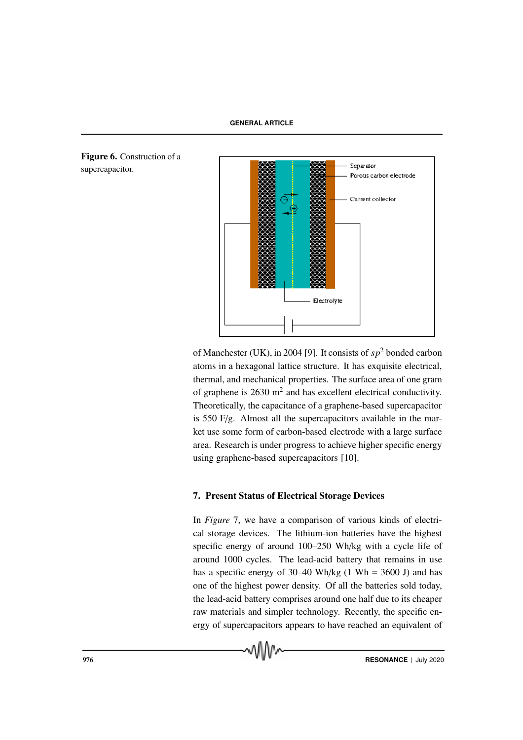**Figure 6.** Construction of a supercapacitor.

of Manchester (UK), in 2004 [9]. It consists of $sp^2$ bonded carbon atoms in a hexagonal lattice structure. It has exquisite electrical, thermal, and mechanical properties. The surface area of one gram of graphene is 2630 $m^2$ and has excellent electrical conductivity. Theoretically, the capacitance of a graphene-based supercapacitor is 550 F/g. Almost all the supercapacitors available in the market use some form of carbon-based electrode with a large surface area. Research is under progress to achieve higher specific energy using graphene-based supercapacitors [10].

## 7. Present Status of Electrical Storage Devices

In *Figure* 7, we have a comparison of various kinds of electrical storage devices. The lithium-ion batteries have the highest specific energy of around 100–250 Wh/kg with a cycle life of around 1000 cycles. The lead-acid battery that remains in use has a specific energy of 30–40 Wh/kg (1 Wh = 3600 J) and has one of the highest power density. Of all the batteries sold today, the lead-acid battery comprises around one half due to its cheaper raw materials and simpler technology. Recently, the specific energy of supercapacitors appears to have reached an equivalent of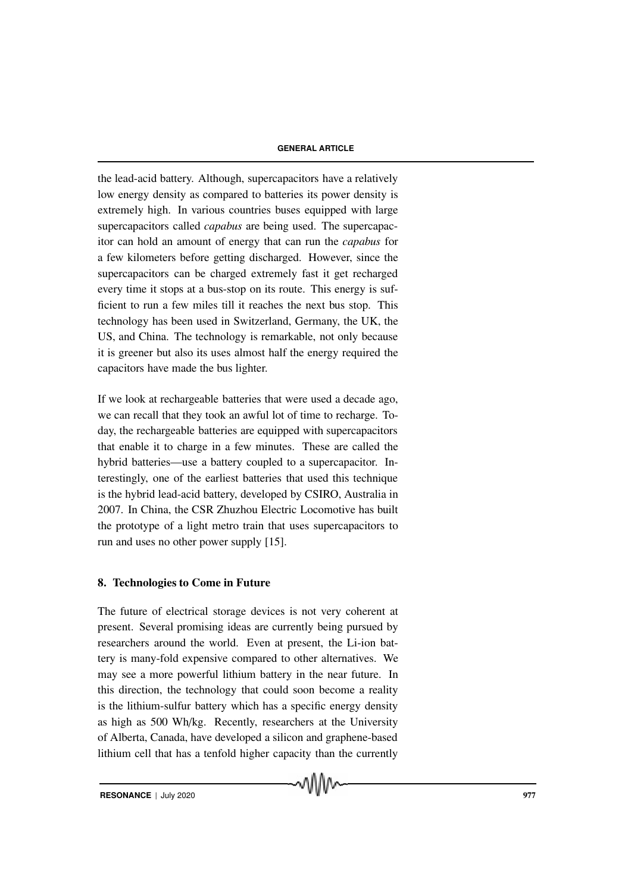the lead-acid battery. Although, supercapacitors have a relatively low energy density as compared to batteries its power density is extremely high. In various countries buses equipped with large supercapacitors called *capabus* are being used. The supercapacitor can hold an amount of energy that can run the *capabus* for a few kilometers before getting discharged. However, since the supercapacitors can be charged extremely fast it get recharged every time it stops at a bus-stop on its route. This energy is sufficient to run a few miles till it reaches the next bus stop. This technology has been used in Switzerland, Germany, the UK, the US, and China. The technology is remarkable, not only because it is greener but also its uses almost half the energy required the capacitors have made the bus lighter.

If we look at rechargeable batteries that were used a decade ago, we can recall that they took an awful lot of time to recharge. Today, the rechargeable batteries are equipped with supercapacitors that enable it to charge in a few minutes. These are called the hybrid batteries—use a battery coupled to a supercapacitor. Interestingly, one of the earliest batteries that used this technique is the hybrid lead-acid battery, developed by CSIRO, Australia in 2007. In China, the CSR Zhuzhou Electric Locomotive has built the prototype of a light metro train that uses supercapacitors to run and uses no other power supply [15].

## 8. Technologies to Come in Future

The future of electrical storage devices is not very coherent at present. Several promising ideas are currently being pursued by researchers around the world. Even at present, the Li-ion battery is many-fold expensive compared to other alternatives. We may see a more powerful lithium battery in the near future. In this direction, the technology that could soon become a reality is the lithium-sulfur battery which has a specific energy density as high as 500 Wh/kg. Recently, researchers at the University of Alberta, Canada, have developed a silicon and graphene-based lithium cell that has a tenfold higher capacity than the currently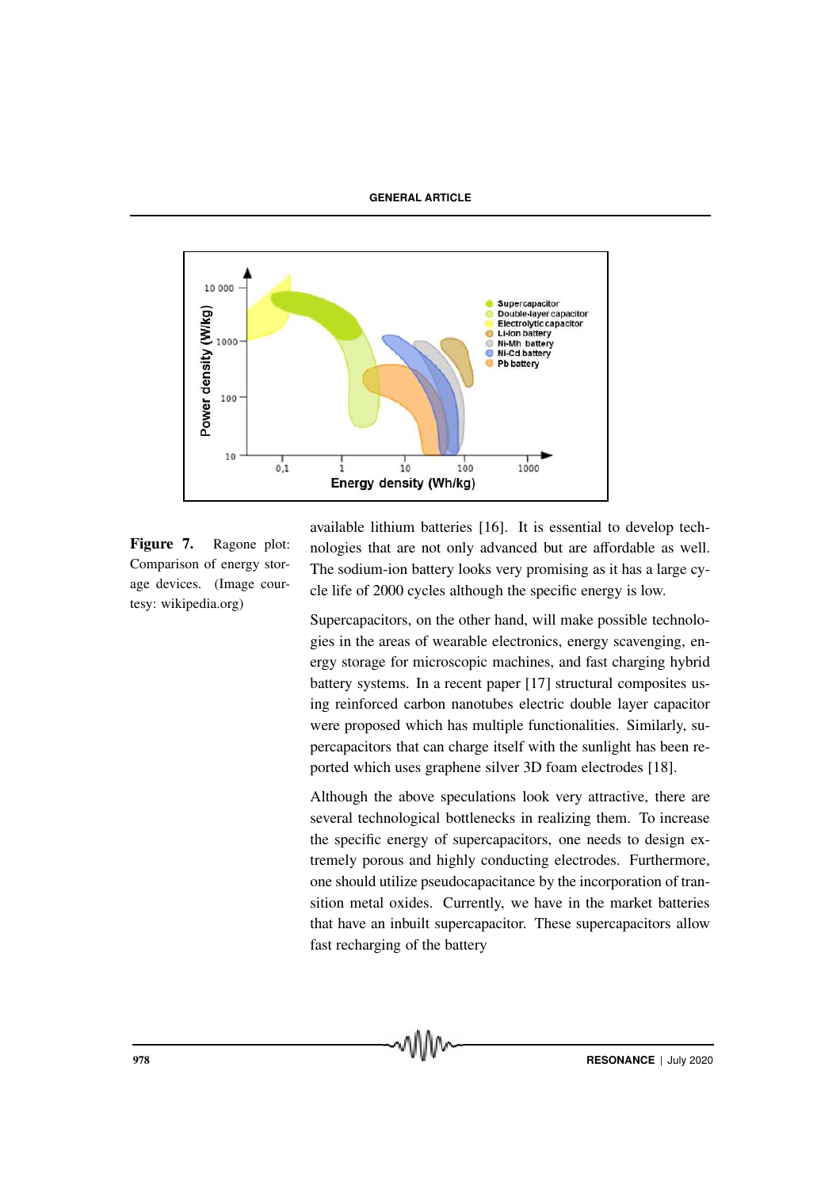Figure 7. Ragone plot: Comparison of energy storage devices. (Image courtesy: wikipedia.org)

available lithium batteries [16]. It is essential to develop technologies that are not only advanced but are affordable as well. The sodium-ion battery looks very promising as it has a large cycle life of 2000 cycles although the specific energy is low.

Supercapacitors, on the other hand, will make possible technologies in the areas of wearable electronics, energy scavenging, energy storage for microscopic machines, and fast charging hybrid battery systems. In a recent paper [17] structural composites using reinforced carbon nanotubes electric double layer capacitor were proposed which has multiple functionalities. Similarly, supercapacitors that can charge itself with the sunlight has been reported which uses graphene silver 3D foam electrodes [18].

Although the above speculations look very attractive, there are several technological bottlenecks in realizing them. To increase the specific energy of supercapacitors, one needs to design extremely porous and highly conducting electrodes. Furthermore, one should utilize pseudocapacitance by the incorporation of transition metal oxides. Currently, we have in the market batteries that have an inbuilt supercapacitor. These supercapacitors allow fast recharging of the battery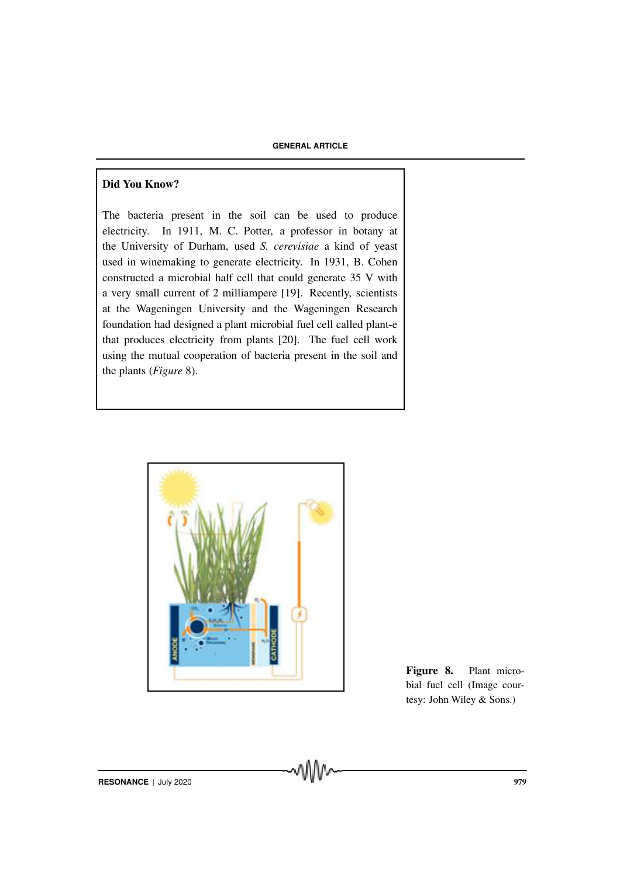**Did You Know?**

The bacteria present in the soil can be used to produce electricity. In 1911, M. C. Potter, a professor in botany at the University of Durham, used *S. cerevisiae* a kind of yeast used in winemaking to generate electricity. In 1931, B. Cohen constructed a microbial half cell that could generate 35 V with a very small current of 2 milliampere [19]. Recently, scientists at the Wageningen University and the Wageningen Research foundation had designed a plant microbial fuel cell called plant-e that produces electricity from plants [20]. The fuel cell work using the mutual cooperation of bacteria present in the soil and the plants (*Figure* 8).

**Figure 8.** Plant microbial fuel cell (Image courtesy: John Wiley & Sons.)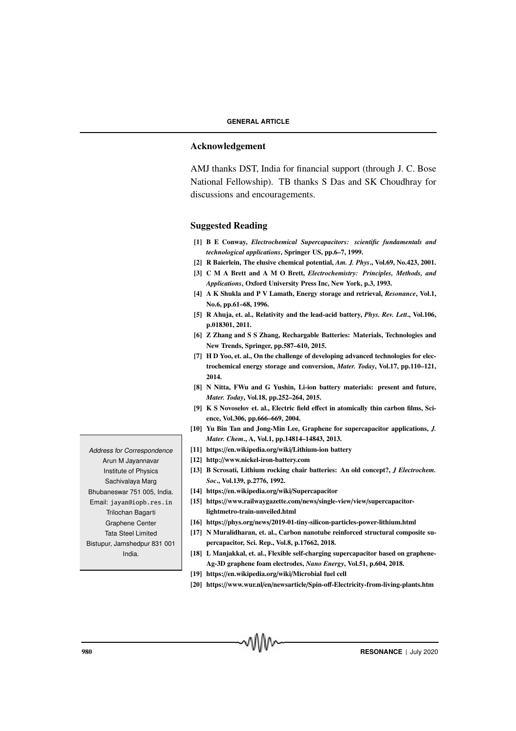## Acknowledgement

AMJ thanks DST, India for financial support (through J. C. Bose National Fellowship). TB thanks S Das and SK Choudhray for discussions and encouragements.

## Suggested Reading

**[1] B E Conway, *Electrochemical Supercapacitors: scientific fundamentals and technological applications*, Springer US, pp.6–7, 1999.**

**[2] R Baierlein, The elusive chemical potential, *Am. J. Phys*., Vol.69, No.423, 2001.**

**[3] C M A Brett and A M O Brett, *Electrochemistry: Principles, Methods, and Applications*, Oxford University Press Inc, New York, p.3, 1993.**

**[4] A K Shukla and P V Lamath, Energy storage and retrieval, *Resonance*, Vol.1, No.6, pp.61–68, 1996.**

**[5] R Ahuja, et. al., Relativity and the lead-acid battery, *Phys. Rev. Lett*., Vol.106, p.018301, 2011.**

**[6] Z Zhang and S S Zhang, Rechargable Batteries: Materials, Technologies and New Trends, Springer, pp.587–610, 2015.**

**[7] H D Yoo, et. al., On the challenge of developing advanced technologies for electrochemical energy storage and conversion, *Mater. Today*, Vol.17, pp.110–121, 2014.**

**[8] N Nitta, FWu and G Yushin, Li-ion battery materials: present and future, *Mater. Today*, Vol.18, pp.252–264, 2015.**

**[9] K S Novoselov et. al., Electric field effect in atomically thin carbon films, Science, Vol.306, pp.666–669, 2004.**

**[10] Yu Bin Tan and Jong-Min Lee, Graphene for supercapacitor applications, *J. Mater. Chem*., A, Vol.1, pp.14814–14843, 2013.**

**[11] https://en.wikipedia.org/wiki/Lithium-ion battery**

**[12] http://www.nickel-iron-battery.com**

**[13] B Scrosati, Lithium rocking chair batteries: An old concept?, *J Electrochem. Soc*., Vol.139, p.2776, 1992.**

**[14] https://en.wikipedia.org/wiki/Supercapacitor**

**[15] https://www.railwaygazette.com/news/single-view/view/supercapacitor-lightmetro-train-unveiled.html**

**[16] https://phys.org/news/2019-01-tiny-silicon-particles-power-lithium.html**

**[17] N Muralidharan, et. al., Carbon nanotube reinforced structural composite supercapacitor, Sci. Rep., Vol.8, p.17662, 2018.**

**[18] L Manjakkal, et. al., Flexible self-charging supercapacitor based on graphene-Ag-3D graphene foam electrodes, *Nano Energy*, Vol.51, p.604, 2018.**

**[19] https://en.wikipedia.org/wiki/Microbial fuel cell**

**[20] https://www.wur.nl/en/newsarticle/Spin-off-Electricity-from-living-plants.htm**

*Address for Correspondence*
Arun M Jayannavar
Institute of Physics
Sachivalaya Marg
Bhubaneswar 751 005, India.
Email: jayan@iopb.res.in
Trilochan Bagarti
Graphene Center
Tata Steel Limited
Bistupur, Jamshedpur 831 001
India.